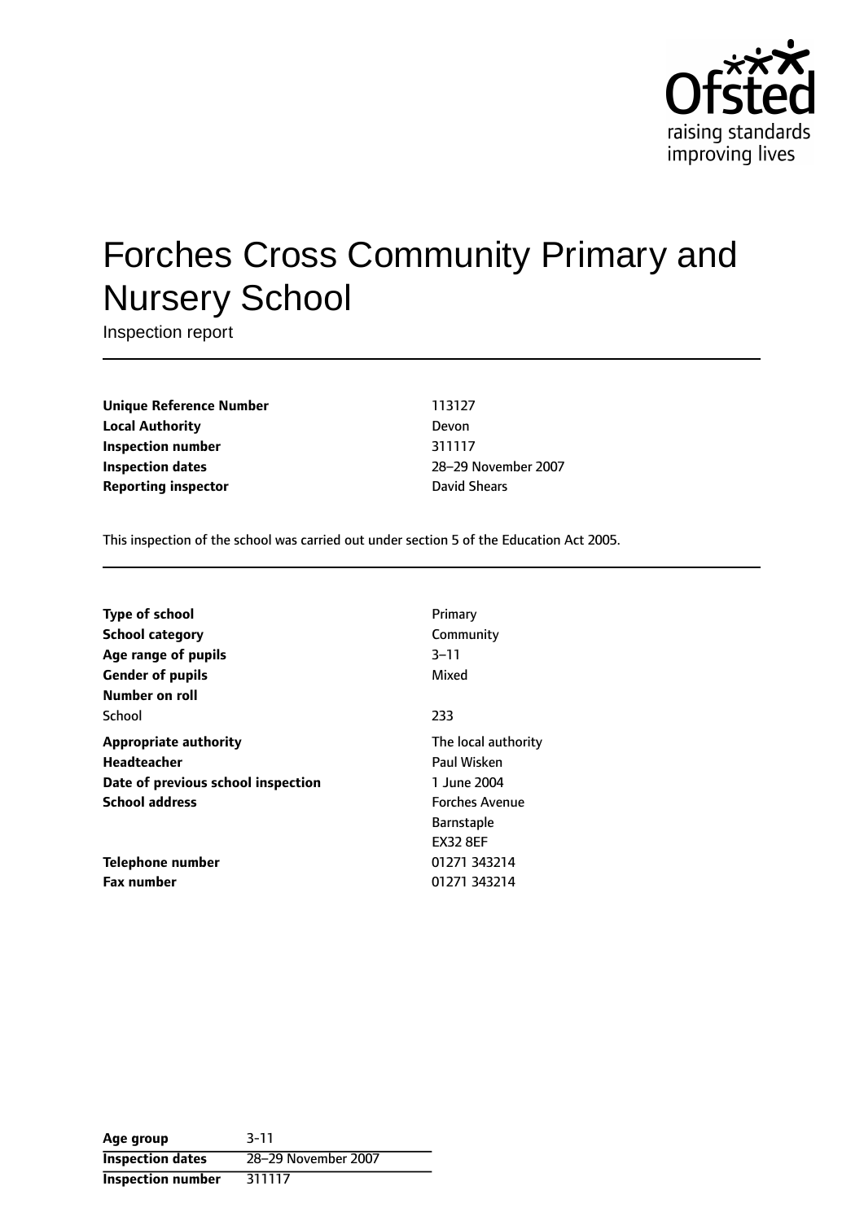# Forches Cross Community Primary and Nursery School

Inspection report

| | |
|---|---|
| **Unique Reference Number** | 113127 |
| **Local Authority** | Devon |
| **Inspection number** | 311117 |
| **Inspection dates** | 28–29 November 2007 |
| **Reporting inspector** | David Shears |

This inspection of the school was carried out under section 5 of the Education Act 2005.

| | |
|---|---|
| **Type of school** | Primary |
| **School category** | Community |
| **Age range of pupils** | 3–11 |
| **Gender of pupils** | Mixed |
| **Number on roll** | |
| School | 233 |
| **Appropriate authority** | The local authority |
| **Headteacher** | Paul Wisken |
| **Date of previous school inspection** | 1 June 2004 |
| **School address** | Forches Avenue<br>Barnstaple<br>EX32 8EF |
| **Telephone number** | 01271 343214 |
| **Fax number** | 01271 343214 |

| | |
|---|---|
| **Age group** | 3-11 |
| **Inspection dates** | 28–29 November 2007 |
| **Inspection number** | 311117 |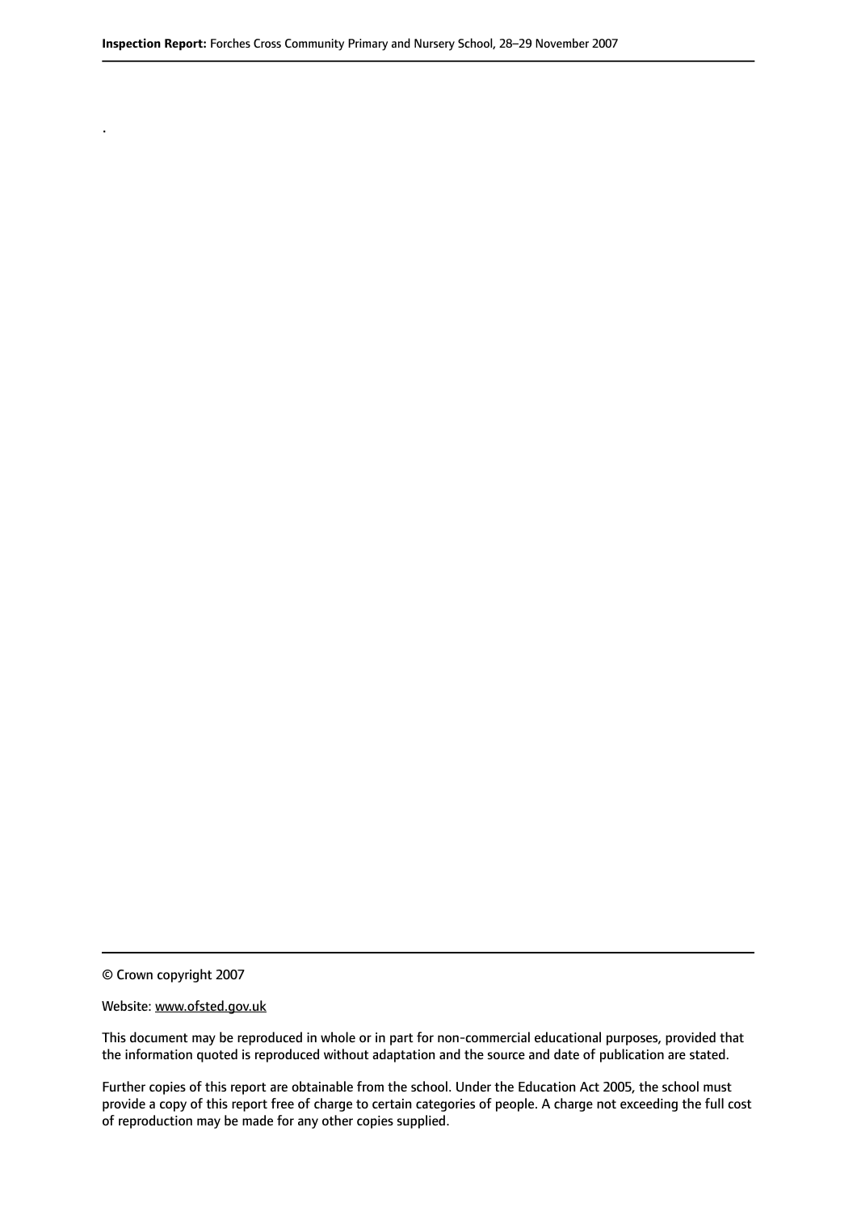.

© Crown copyright 2007

Website: www.ofsted.gov.uk

This document may be reproduced in whole or in part for non-commercial educational purposes, provided that the information quoted is reproduced without adaptation and the source and date of publication are stated.

Further copies of this report are obtainable from the school. Under the Education Act 2005, the school must provide a copy of this report free of charge to certain categories of people. A charge not exceeding the full cost of reproduction may be made for any other copies supplied.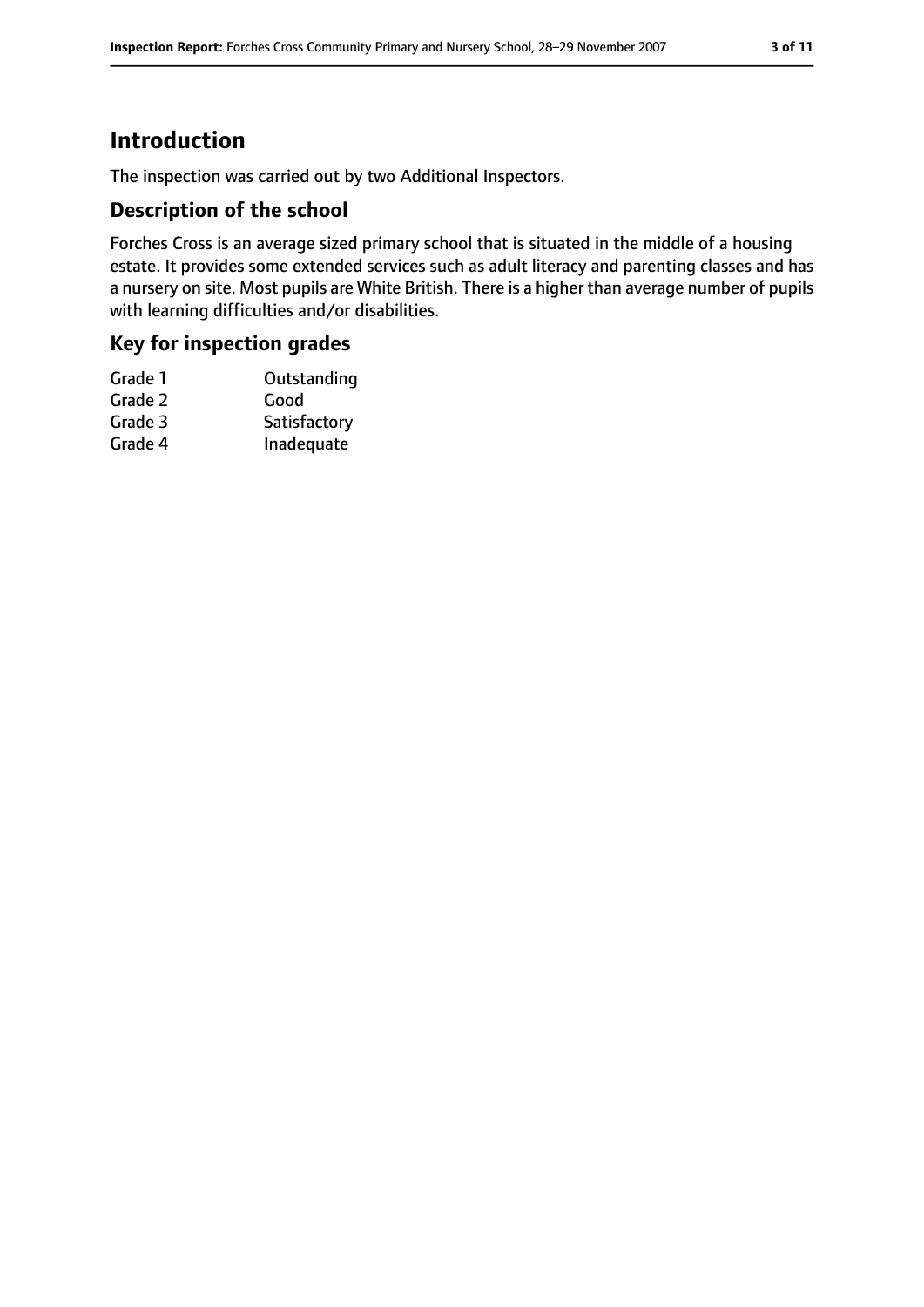# Introduction

The inspection was carried out by two Additional Inspectors.

## Description of the school

Forches Cross is an average sized primary school that is situated in the middle of a housing estate. It provides some extended services such as adult literacy and parenting classes and has a nursery on site. Most pupils are White British. There is a higher than average number of pupils with learning difficulties and/or disabilities.

## Key for inspection grades

| | |
|---|---|
| Grade 1 | Outstanding |
| Grade 2 | Good |
| Grade 3 | Satisfactory |
| Grade 4 | Inadequate |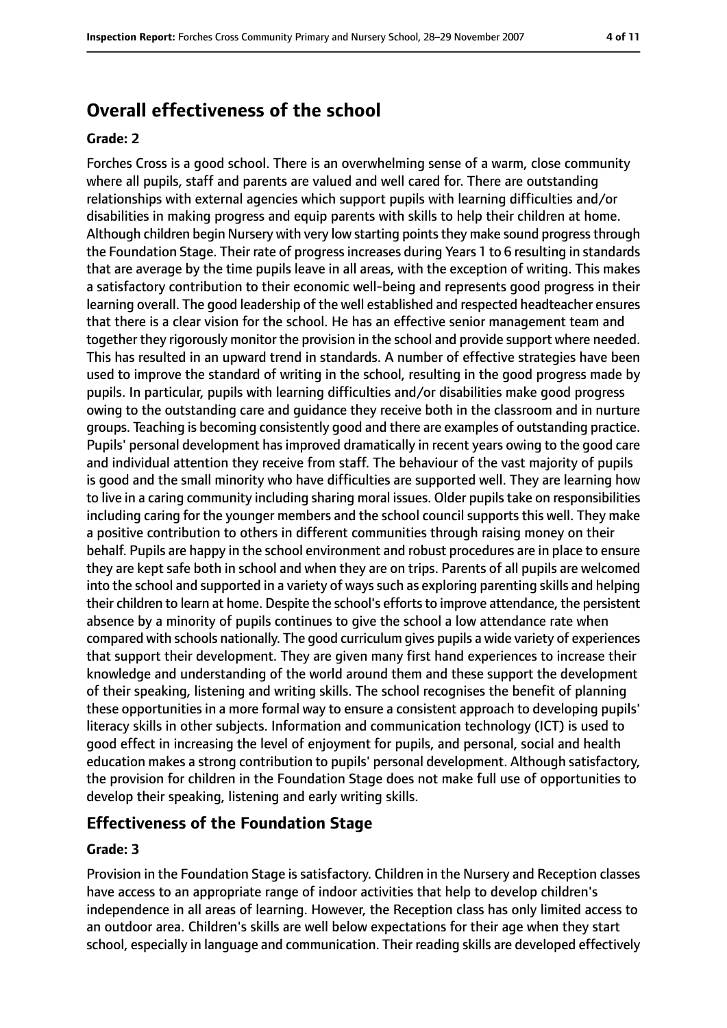## Overall effectiveness of the school

### Grade: 2

Forches Cross is a good school. There is an overwhelming sense of a warm, close community where all pupils, staff and parents are valued and well cared for. There are outstanding relationships with external agencies which support pupils with learning difficulties and/or disabilities in making progress and equip parents with skills to help their children at home. Although children begin Nursery with very low starting points they make sound progress through the Foundation Stage. Their rate of progress increases during Years 1 to 6 resulting in standards that are average by the time pupils leave in all areas, with the exception of writing. This makes a satisfactory contribution to their economic well-being and represents good progress in their learning overall. The good leadership of the well established and respected headteacher ensures that there is a clear vision for the school. He has an effective senior management team and together they rigorously monitor the provision in the school and provide support where needed. This has resulted in an upward trend in standards. A number of effective strategies have been used to improve the standard of writing in the school, resulting in the good progress made by pupils. In particular, pupils with learning difficulties and/or disabilities make good progress owing to the outstanding care and guidance they receive both in the classroom and in nurture groups. Teaching is becoming consistently good and there are examples of outstanding practice. Pupils' personal development has improved dramatically in recent years owing to the good care and individual attention they receive from staff. The behaviour of the vast majority of pupils is good and the small minority who have difficulties are supported well. They are learning how to live in a caring community including sharing moral issues. Older pupils take on responsibilities including caring for the younger members and the school council supports this well. They make a positive contribution to others in different communities through raising money on their behalf. Pupils are happy in the school environment and robust procedures are in place to ensure they are kept safe both in school and when they are on trips. Parents of all pupils are welcomed into the school and supported in a variety of ways such as exploring parenting skills and helping their children to learn at home. Despite the school's efforts to improve attendance, the persistent absence by a minority of pupils continues to give the school a low attendance rate when compared with schools nationally. The good curriculum gives pupils a wide variety of experiences that support their development. They are given many first hand experiences to increase their knowledge and understanding of the world around them and these support the development of their speaking, listening and writing skills. The school recognises the benefit of planning these opportunities in a more formal way to ensure a consistent approach to developing pupils' literacy skills in other subjects. Information and communication technology (ICT) is used to good effect in increasing the level of enjoyment for pupils, and personal, social and health education makes a strong contribution to pupils' personal development. Although satisfactory, the provision for children in the Foundation Stage does not make full use of opportunities to develop their speaking, listening and early writing skills.

## Effectiveness of the Foundation Stage

### Grade: 3

Provision in the Foundation Stage is satisfactory. Children in the Nursery and Reception classes have access to an appropriate range of indoor activities that help to develop children's independence in all areas of learning. However, the Reception class has only limited access to an outdoor area. Children's skills are well below expectations for their age when they start school, especially in language and communication. Their reading skills are developed effectively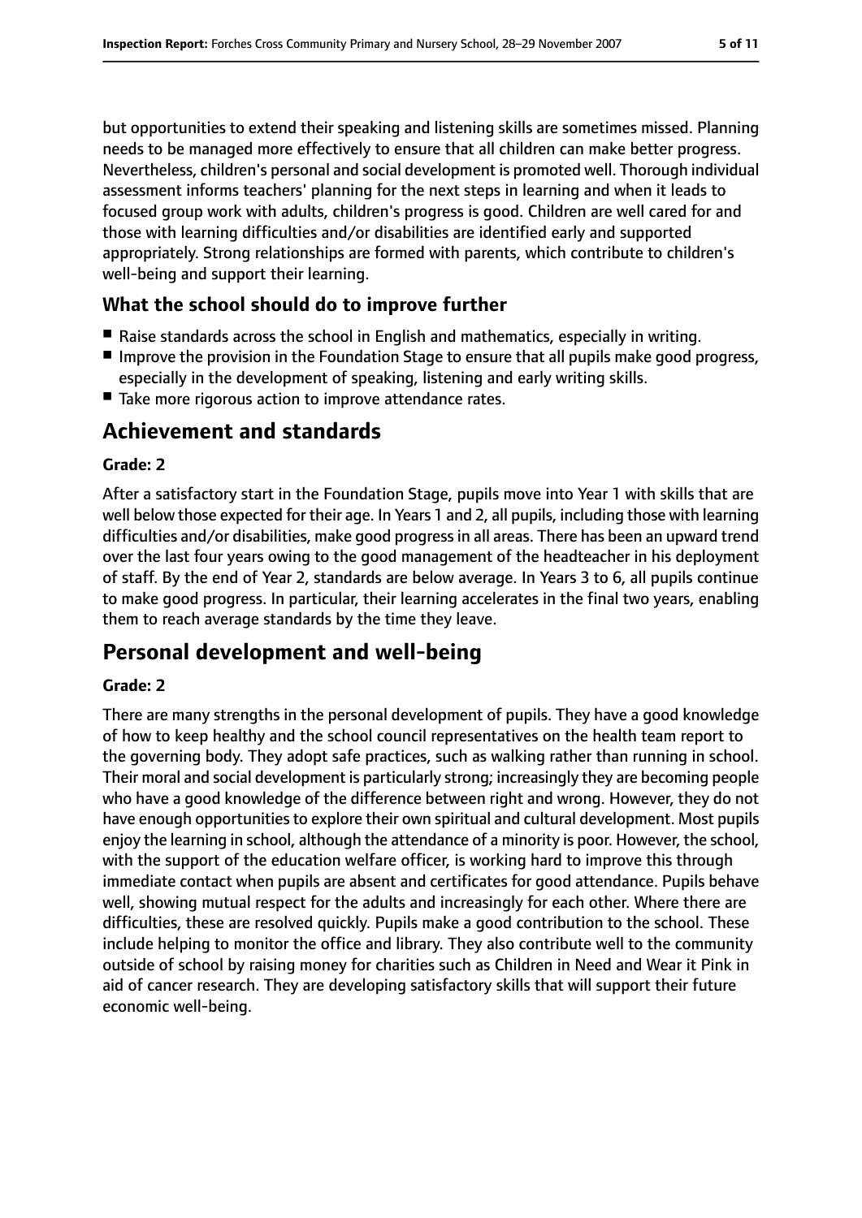but opportunities to extend their speaking and listening skills are sometimes missed. Planning needs to be managed more effectively to ensure that all children can make better progress. Nevertheless, children's personal and social development is promoted well. Thorough individual assessment informs teachers' planning for the next steps in learning and when it leads to focused group work with adults, children's progress is good. Children are well cared for and those with learning difficulties and/or disabilities are identified early and supported appropriately. Strong relationships are formed with parents, which contribute to children's well-being and support their learning.

### What the school should do to improve further

- Raise standards across the school in English and mathematics, especially in writing.
- Improve the provision in the Foundation Stage to ensure that all pupils make good progress, especially in the development of speaking, listening and early writing skills.
- Take more rigorous action to improve attendance rates.

## Achievement and standards

**Grade: 2**

After a satisfactory start in the Foundation Stage, pupils move into Year 1 with skills that are well below those expected for their age. In Years 1 and 2, all pupils, including those with learning difficulties and/or disabilities, make good progress in all areas. There has been an upward trend over the last four years owing to the good management of the headteacher in his deployment of staff. By the end of Year 2, standards are below average. In Years 3 to 6, all pupils continue to make good progress. In particular, their learning accelerates in the final two years, enabling them to reach average standards by the time they leave.

## Personal development and well-being

**Grade: 2**

There are many strengths in the personal development of pupils. They have a good knowledge of how to keep healthy and the school council representatives on the health team report to the governing body. They adopt safe practices, such as walking rather than running in school. Their moral and social development is particularly strong; increasingly they are becoming people who have a good knowledge of the difference between right and wrong. However, they do not have enough opportunities to explore their own spiritual and cultural development. Most pupils enjoy the learning in school, although the attendance of a minority is poor. However, the school, with the support of the education welfare officer, is working hard to improve this through immediate contact when pupils are absent and certificates for good attendance. Pupils behave well, showing mutual respect for the adults and increasingly for each other. Where there are difficulties, these are resolved quickly. Pupils make a good contribution to the school. These include helping to monitor the office and library. They also contribute well to the community outside of school by raising money for charities such as Children in Need and Wear it Pink in aid of cancer research. They are developing satisfactory skills that will support their future economic well-being.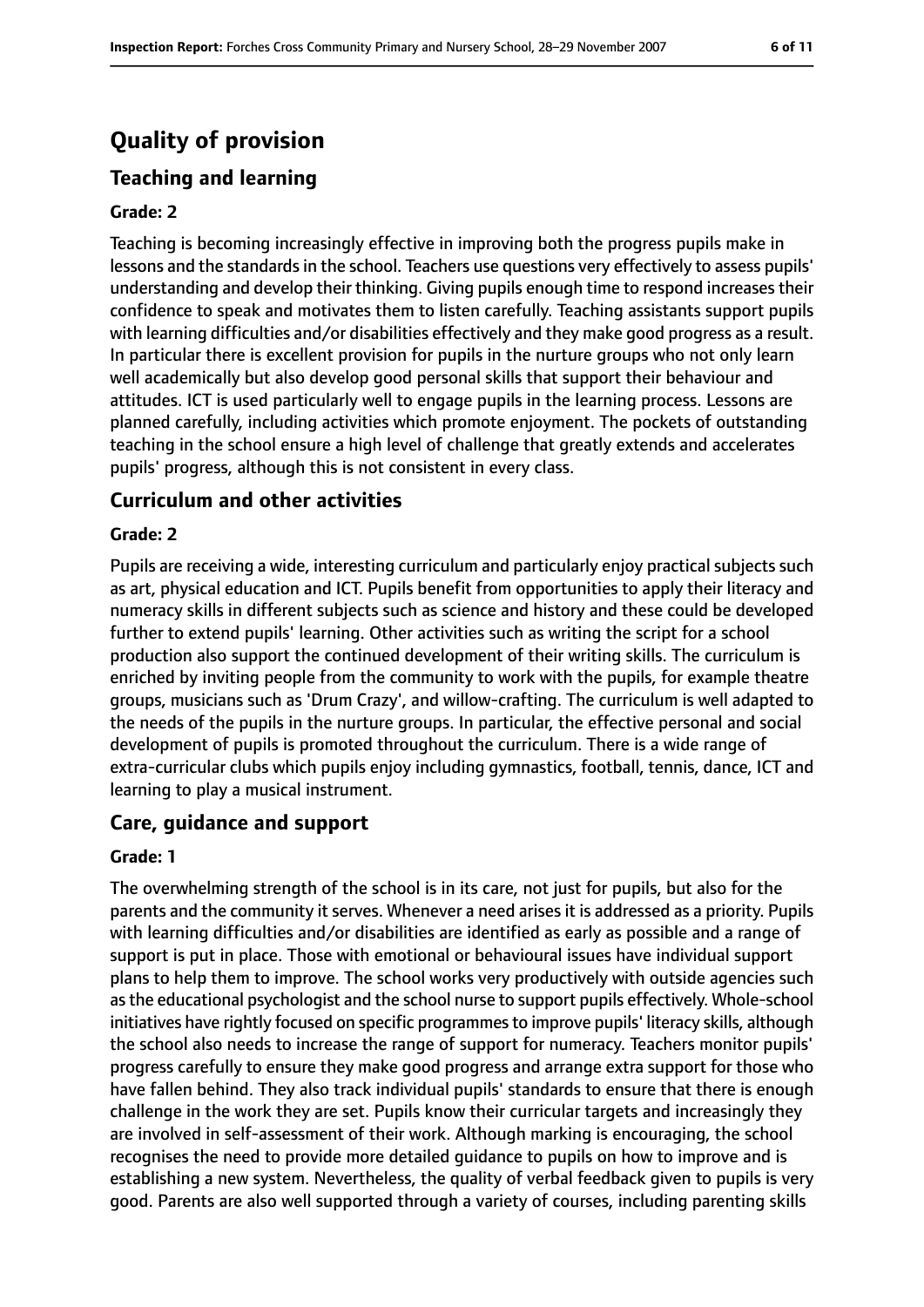# Quality of provision

## Teaching and learning

### Grade: 2

Teaching is becoming increasingly effective in improving both the progress pupils make in lessons and the standards in the school. Teachers use questions very effectively to assess pupils' understanding and develop their thinking. Giving pupils enough time to respond increases their confidence to speak and motivates them to listen carefully. Teaching assistants support pupils with learning difficulties and/or disabilities effectively and they make good progress as a result. In particular there is excellent provision for pupils in the nurture groups who not only learn well academically but also develop good personal skills that support their behaviour and attitudes. ICT is used particularly well to engage pupils in the learning process. Lessons are planned carefully, including activities which promote enjoyment. The pockets of outstanding teaching in the school ensure a high level of challenge that greatly extends and accelerates pupils' progress, although this is not consistent in every class.

## Curriculum and other activities

### Grade: 2

Pupils are receiving a wide, interesting curriculum and particularly enjoy practical subjects such as art, physical education and ICT. Pupils benefit from opportunities to apply their literacy and numeracy skills in different subjects such as science and history and these could be developed further to extend pupils' learning. Other activities such as writing the script for a school production also support the continued development of their writing skills. The curriculum is enriched by inviting people from the community to work with the pupils, for example theatre groups, musicians such as 'Drum Crazy', and willow-crafting. The curriculum is well adapted to the needs of the pupils in the nurture groups. In particular, the effective personal and social development of pupils is promoted throughout the curriculum. There is a wide range of extra-curricular clubs which pupils enjoy including gymnastics, football, tennis, dance, ICT and learning to play a musical instrument.

## Care, guidance and support

### Grade: 1

The overwhelming strength of the school is in its care, not just for pupils, but also for the parents and the community it serves. Whenever a need arises it is addressed as a priority. Pupils with learning difficulties and/or disabilities are identified as early as possible and a range of support is put in place. Those with emotional or behavioural issues have individual support plans to help them to improve. The school works very productively with outside agencies such as the educational psychologist and the school nurse to support pupils effectively. Whole-school initiatives have rightly focused on specific programmes to improve pupils' literacy skills, although the school also needs to increase the range of support for numeracy. Teachers monitor pupils' progress carefully to ensure they make good progress and arrange extra support for those who have fallen behind. They also track individual pupils' standards to ensure that there is enough challenge in the work they are set. Pupils know their curricular targets and increasingly they are involved in self-assessment of their work. Although marking is encouraging, the school recognises the need to provide more detailed guidance to pupils on how to improve and is establishing a new system. Nevertheless, the quality of verbal feedback given to pupils is very good. Parents are also well supported through a variety of courses, including parenting skills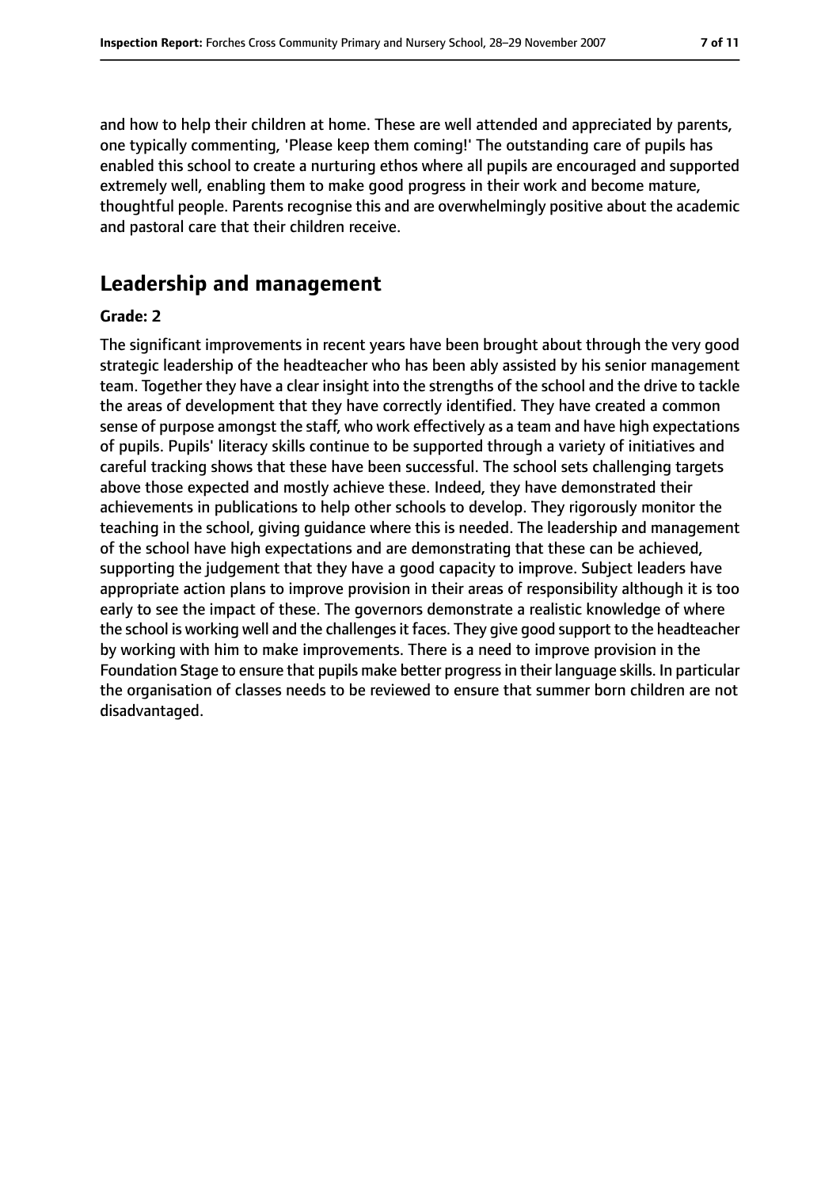and how to help their children at home. These are well attended and appreciated by parents, one typically commenting, 'Please keep them coming!' The outstanding care of pupils has enabled this school to create a nurturing ethos where all pupils are encouraged and supported extremely well, enabling them to make good progress in their work and become mature, thoughtful people. Parents recognise this and are overwhelmingly positive about the academic and pastoral care that their children receive.

## Leadership and management

**Grade: 2**

The significant improvements in recent years have been brought about through the very good strategic leadership of the headteacher who has been ably assisted by his senior management team. Together they have a clear insight into the strengths of the school and the drive to tackle the areas of development that they have correctly identified. They have created a common sense of purpose amongst the staff, who work effectively as a team and have high expectations of pupils. Pupils' literacy skills continue to be supported through a variety of initiatives and careful tracking shows that these have been successful. The school sets challenging targets above those expected and mostly achieve these. Indeed, they have demonstrated their achievements in publications to help other schools to develop. They rigorously monitor the teaching in the school, giving guidance where this is needed. The leadership and management of the school have high expectations and are demonstrating that these can be achieved, supporting the judgement that they have a good capacity to improve. Subject leaders have appropriate action plans to improve provision in their areas of responsibility although it is too early to see the impact of these. The governors demonstrate a realistic knowledge of where the school is working well and the challenges it faces. They give good support to the headteacher by working with him to make improvements. There is a need to improve provision in the Foundation Stage to ensure that pupils make better progress in their language skills. In particular the organisation of classes needs to be reviewed to ensure that summer born children are not disadvantaged.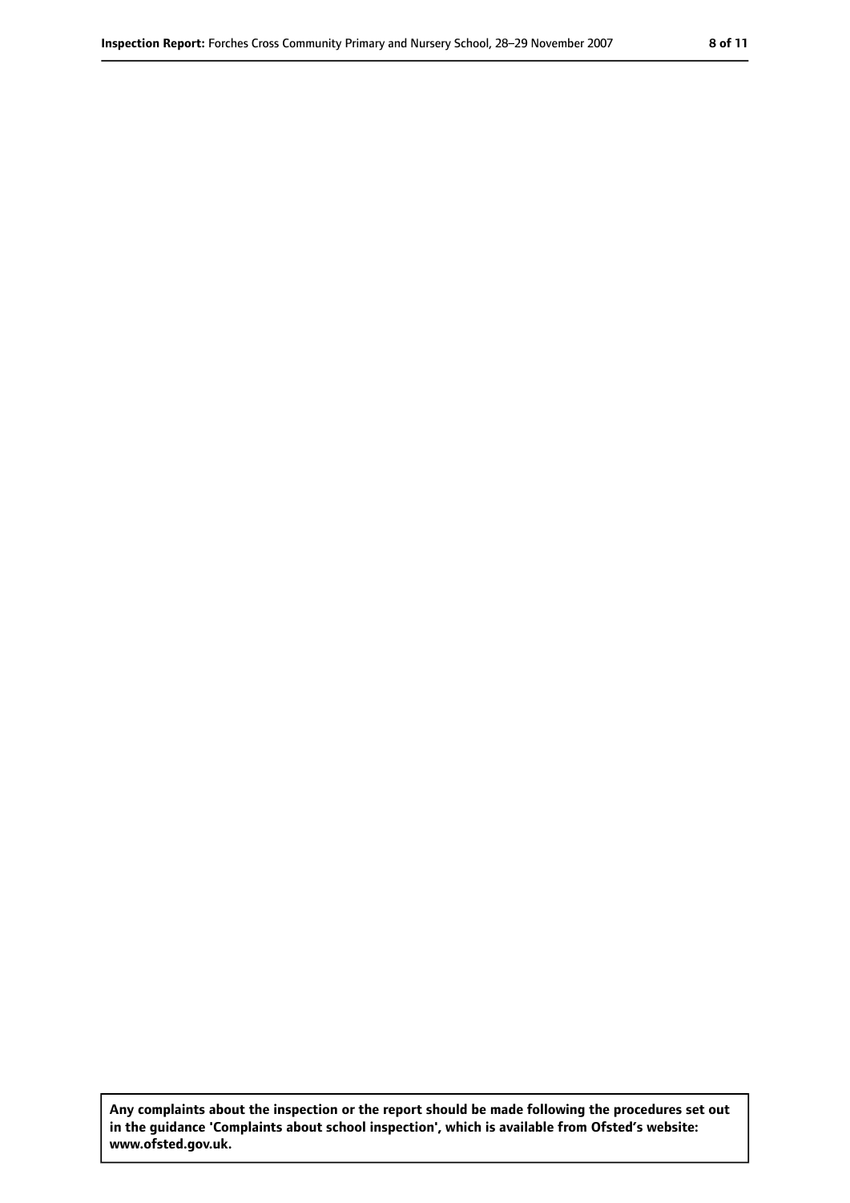**Any complaints about the inspection or the report should be made following the procedures set out in the guidance 'Complaints about school inspection', which is available from Ofsted's website: www.ofsted.gov.uk.**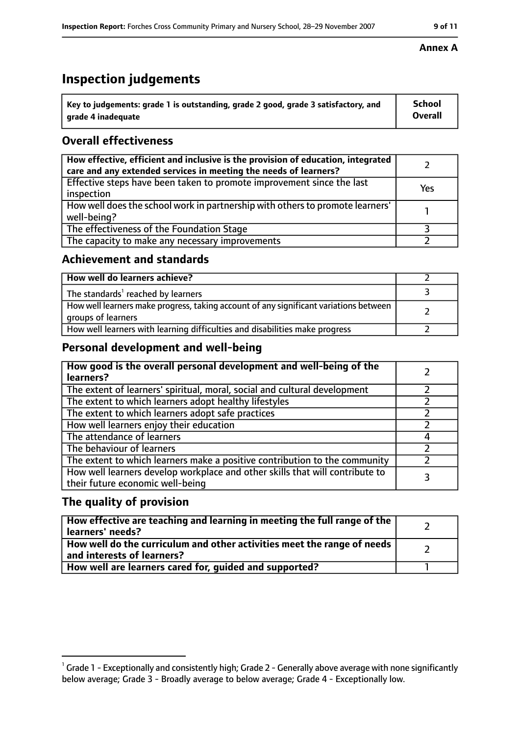**Annex A**

# Inspection judgements

| Key to judgements: grade 1 is outstanding, grade 2 good, grade 3 satisfactory, and grade 4 inadequate | School Overall |
|---|---|

## Overall effectiveness

| | |
|---|---|
| **How effective, efficient and inclusive is the provision of education, integrated care and any extended services in meeting the needs of learners?** | 2 |
| Effective steps have been taken to promote improvement since the last inspection | Yes |
| How well does the school work in partnership with others to promote learners' well-being? | 1 |
| The effectiveness of the Foundation Stage | 3 |
| The capacity to make any necessary improvements | 2 |

## Achievement and standards

| | |
|---|---|
| **How well do learners achieve?** | 2 |
| The standards[1] reached by learners | 3 |
| How well learners make progress, taking account of any significant variations between groups of learners | 2 |
| How well learners with learning difficulties and disabilities make progress | 2 |

## Personal development and well-being

| | |
|---|---|
| **How good is the overall personal development and well-being of the learners?** | 2 |
| The extent of learners' spiritual, moral, social and cultural development | 2 |
| The extent to which learners adopt healthy lifestyles | 2 |
| The extent to which learners adopt safe practices | 2 |
| How well learners enjoy their education | 2 |
| The attendance of learners | 4 |
| The behaviour of learners | 2 |
| The extent to which learners make a positive contribution to the community | 2 |
| How well learners develop workplace and other skills that will contribute to their future economic well-being | 3 |

## The quality of provision

| | |
|---|---|
| **How effective are teaching and learning in meeting the full range of the learners' needs?** | 2 |
| **How well do the curriculum and other activities meet the range of needs and interests of learners?** | 2 |
| **How well are learners cared for, guided and supported?** | 1 |

[1] Grade 1 - Exceptionally and consistently high; Grade 2 - Generally above average with none significantly below average; Grade 3 - Broadly average to below average; Grade 4 - Exceptionally low.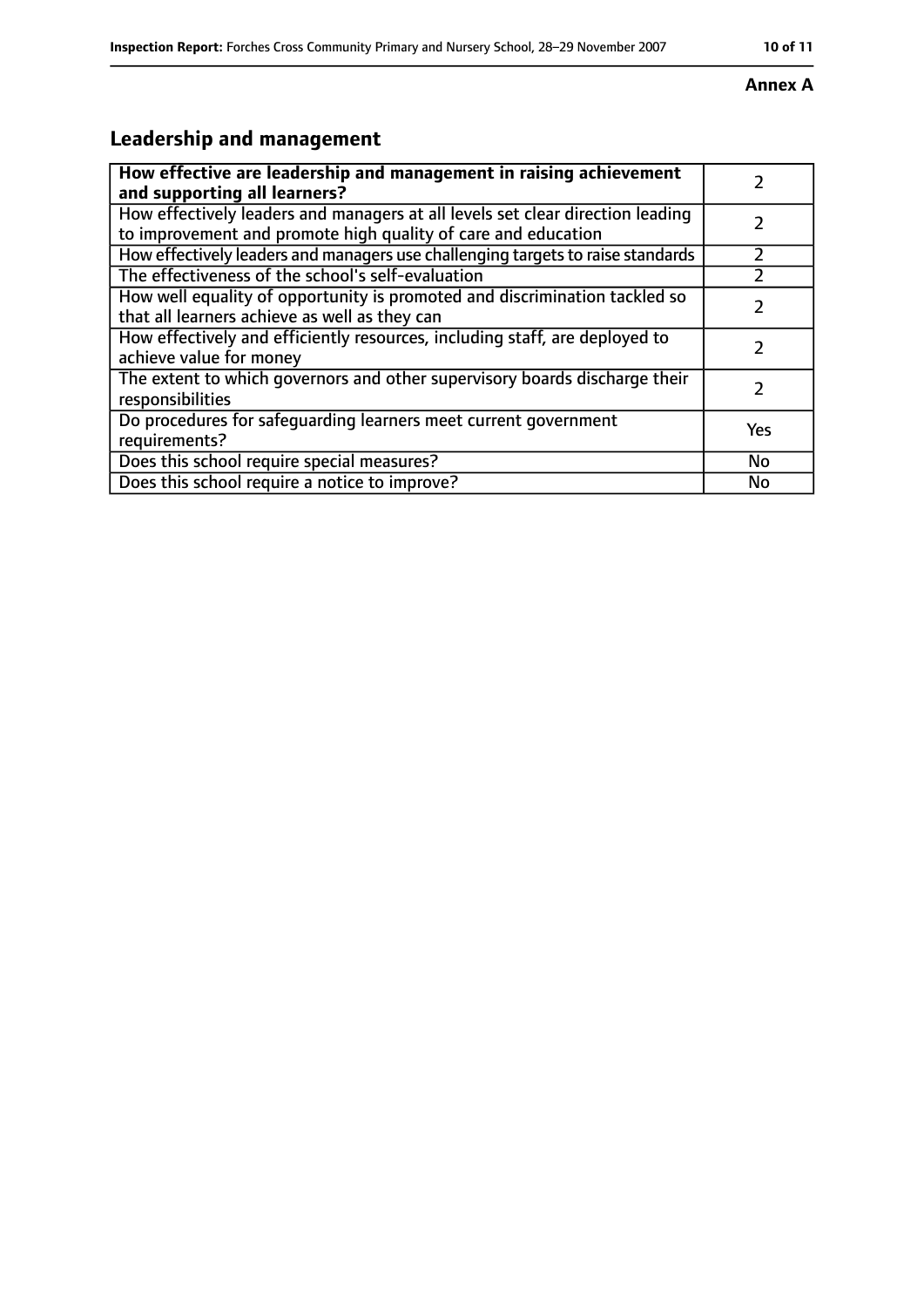**Annex A**

## Leadership and management

| **How effective are leadership and management in raising achievement and supporting all learners?** | 2 |
|---|---|
| How effectively leaders and managers at all levels set clear direction leading to improvement and promote high quality of care and education | 2 |
| How effectively leaders and managers use challenging targets to raise standards | 2 |
| The effectiveness of the school's self-evaluation | 2 |
| How well equality of opportunity is promoted and discrimination tackled so that all learners achieve as well as they can | 2 |
| How effectively and efficiently resources, including staff, are deployed to achieve value for money | 2 |
| The extent to which governors and other supervisory boards discharge their responsibilities | 2 |
| Do procedures for safeguarding learners meet current government requirements? | Yes |
| Does this school require special measures? | No |
| Does this school require a notice to improve? | No |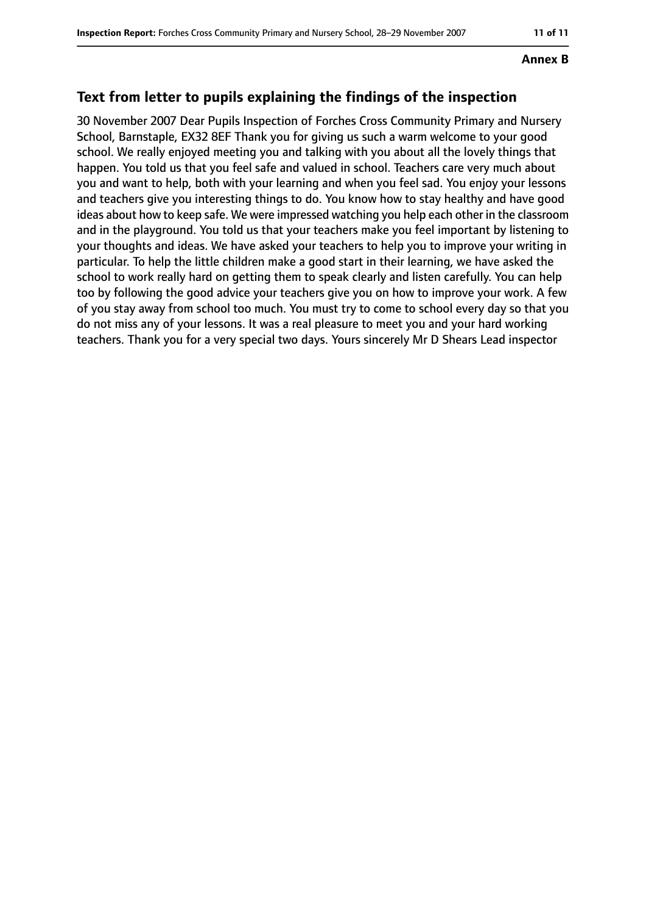**Annex B**

## Text from letter to pupils explaining the findings of the inspection

30 November 2007 Dear Pupils Inspection of Forches Cross Community Primary and Nursery School, Barnstaple, EX32 8EF Thank you for giving us such a warm welcome to your good school. We really enjoyed meeting you and talking with you about all the lovely things that happen. You told us that you feel safe and valued in school. Teachers care very much about you and want to help, both with your learning and when you feel sad. You enjoy your lessons and teachers give you interesting things to do. You know how to stay healthy and have good ideas about how to keep safe. We were impressed watching you help each other in the classroom and in the playground. You told us that your teachers make you feel important by listening to your thoughts and ideas. We have asked your teachers to help you to improve your writing in particular. To help the little children make a good start in their learning, we have asked the school to work really hard on getting them to speak clearly and listen carefully. You can help too by following the good advice your teachers give you on how to improve your work. A few of you stay away from school too much. You must try to come to school every day so that you do not miss any of your lessons. It was a real pleasure to meet you and your hard working teachers. Thank you for a very special two days. Yours sincerely Mr D Shears Lead inspector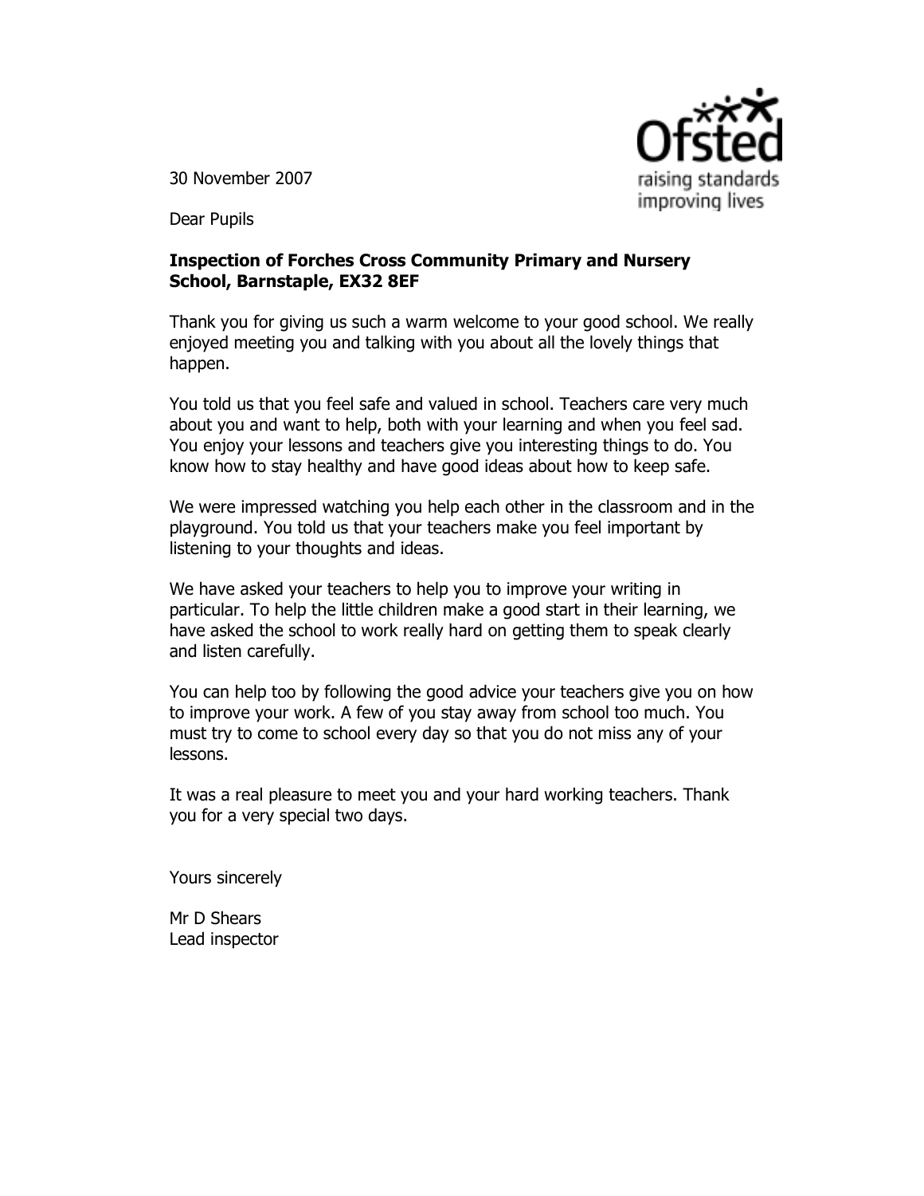30 November 2007

Dear Pupils

**Inspection of Forches Cross Community Primary and Nursery School, Barnstaple, EX32 8EF**

Thank you for giving us such a warm welcome to your good school. We really enjoyed meeting you and talking with you about all the lovely things that happen.

You told us that you feel safe and valued in school. Teachers care very much about you and want to help, both with your learning and when you feel sad. You enjoy your lessons and teachers give you interesting things to do. You know how to stay healthy and have good ideas about how to keep safe.

We were impressed watching you help each other in the classroom and in the playground. You told us that your teachers make you feel important by listening to your thoughts and ideas.

We have asked your teachers to help you to improve your writing in particular. To help the little children make a good start in their learning, we have asked the school to work really hard on getting them to speak clearly and listen carefully.

You can help too by following the good advice your teachers give you on how to improve your work. A few of you stay away from school too much. You must try to come to school every day so that you do not miss any of your lessons.

It was a real pleasure to meet you and your hard working teachers. Thank you for a very special two days.

Yours sincerely

Mr D Shears
Lead inspector